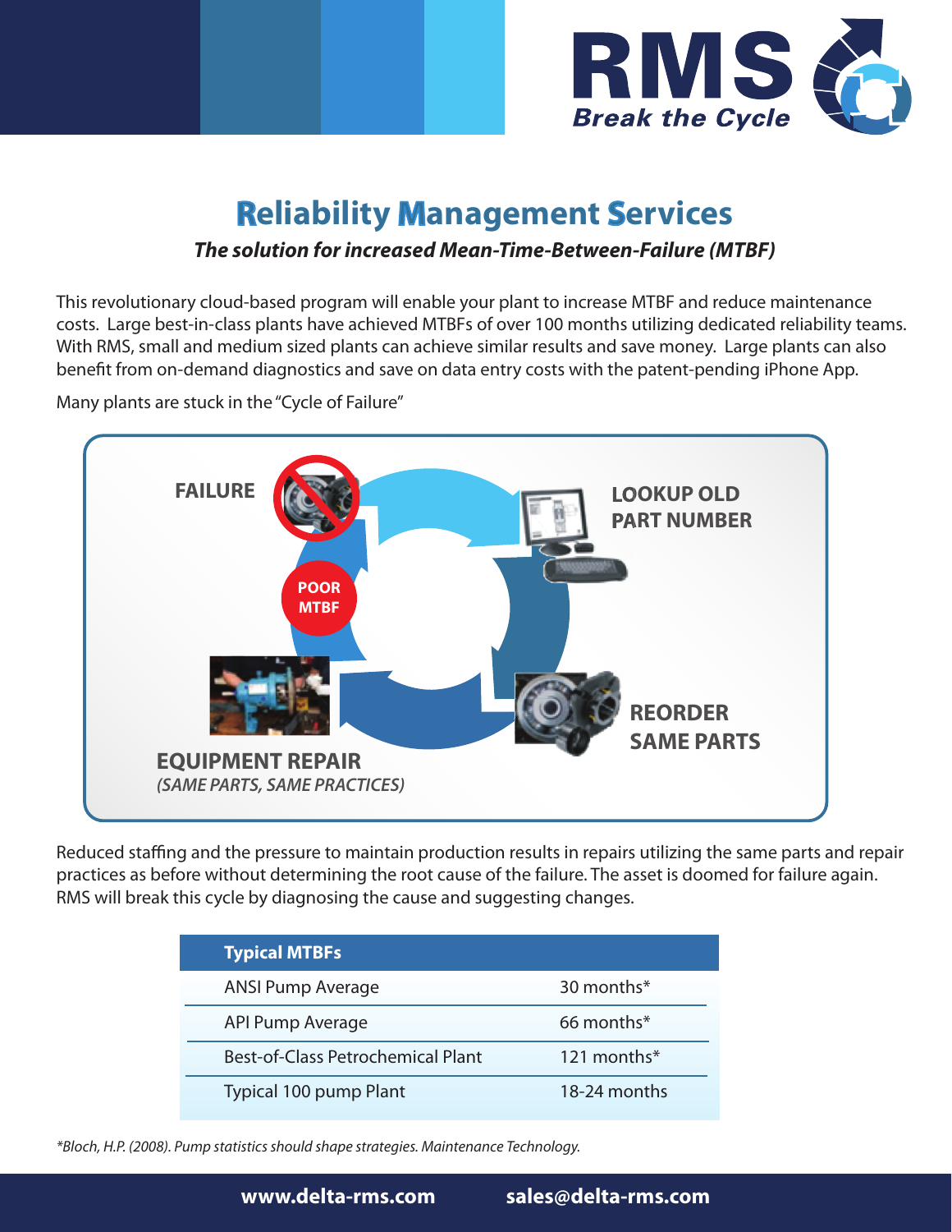RMS
Break the Cycle

# Reliability Management Services

***The solution for increased Mean-Time-Between-Failure (MTBF)***

This revolutionary cloud-based program will enable your plant to increase MTBF and reduce maintenance costs. Large best-in-class plants have achieved MTBFs of over 100 months utilizing dedicated reliability teams. With RMS, small and medium sized plants can achieve similar results and save money. Large plants can also benefit from on-demand diagnostics and save on data entry costs with the patent-pending iPhone App.

Many plants are stuck in the "Cycle of Failure"

**FAILURE**

**POOR MTBF**

**LOOKUP OLD PART NUMBER**

**REORDER SAME PARTS**

**EQUIPMENT REPAIR**
*(SAME PARTS, SAME PRACTICES)*

Reduced staffing and the pressure to maintain production results in repairs utilizing the same parts and repair practices as before without determining the root cause of the failure. The asset is doomed for failure again. RMS will break this cycle by diagnosing the cause and suggesting changes.

| Typical MTBFs | |
|---|---|
| ANSI Pump Average | 30 months* |
| API Pump Average | 66 months* |
| Best-of-Class Petrochemical Plant | 121 months* |
| Typical 100 pump Plant | 18-24 months |

*\*Bloch, H.P. (2008). Pump statistics should shape strategies. Maintenance Technology.*

**www.delta-rms.com** **sales@delta-rms.com**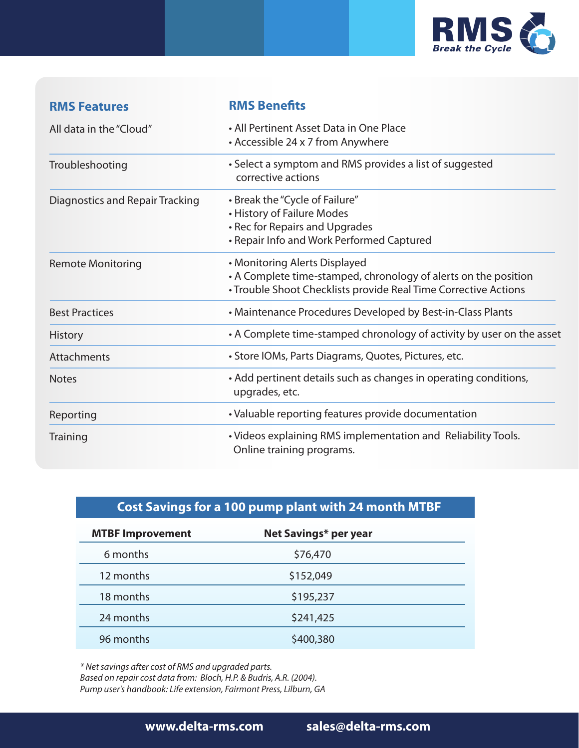RMS
*Break the Cycle*

| RMS Features | RMS Benefits |
|---|---|
| All data in the "Cloud" | • All Pertinent Asset Data in One Place<br>• Accessible 24 x 7 from Anywhere |
| Troubleshooting | • Select a symptom and RMS provides a list of suggested corrective actions |
| Diagnostics and Repair Tracking | • Break the "Cycle of Failure"<br>• History of Failure Modes<br>• Rec for Repairs and Upgrades<br>• Repair Info and Work Performed Captured |
| Remote Monitoring | • Monitoring Alerts Displayed<br>• A Complete time-stamped, chronology of alerts on the position<br>• Trouble Shoot Checklists provide Real Time Corrective Actions |
| Best Practices | • Maintenance Procedures Developed by Best-in-Class Plants |
| History | • A Complete time-stamped chronology of activity by user on the asset |
| Attachments | • Store IOMs, Parts Diagrams, Quotes, Pictures, etc. |
| Notes | • Add pertinent details such as changes in operating conditions, upgrades, etc. |
| Reporting | • Valuable reporting features provide documentation |
| Training | • Videos explaining RMS implementation and Reliability Tools. Online training programs. |

## Cost Savings for a 100 pump plant with 24 month MTBF

| MTBF Improvement | Net Savings* per year |
|---|---|
| 6 months | $76,470 |
| 12 months | $152,049 |
| 18 months | $195,237 |
| 24 months | $241,425 |
| 96 months | $400,380 |

*\* Net savings after cost of RMS and upgraded parts.*
*Based on repair cost data from: Bloch, H.P. & Budris, A.R. (2004).*
*Pump user's handbook: Life extension, Fairmont Press, Lilburn, GA*

**www.delta-rms.com** **sales@delta-rms.com**